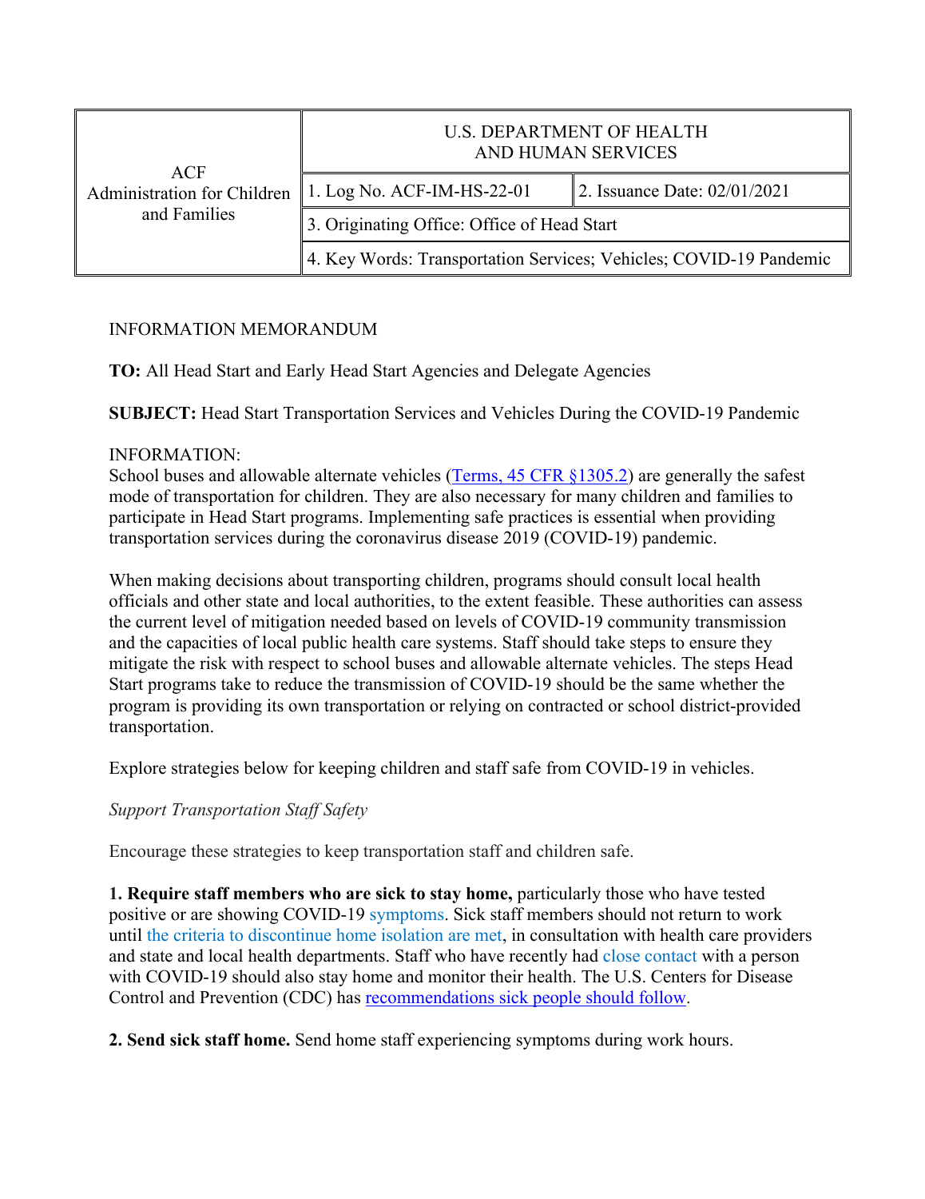| ACF Administration for Children and Families | U.S. DEPARTMENT OF HEALTH AND HUMAN SERVICES | |
|---|---|---|
| | 1. Log No. ACF-IM-HS-22-01 | 2. Issuance Date: 02/01/2021 |
| | 3. Originating Office: Office of Head Start | |
| | 4. Key Words: Transportation Services; Vehicles; COVID-19 Pandemic | |

INFORMATION MEMORANDUM

**TO:** All Head Start and Early Head Start Agencies and Delegate Agencies

**SUBJECT:** Head Start Transportation Services and Vehicles During the COVID-19 Pandemic

INFORMATION:
School buses and allowable alternate vehicles (Terms, 45 CFR §1305.2) are generally the safest mode of transportation for children. They are also necessary for many children and families to participate in Head Start programs. Implementing safe practices is essential when providing transportation services during the coronavirus disease 2019 (COVID-19) pandemic.

When making decisions about transporting children, programs should consult local health officials and other state and local authorities, to the extent feasible. These authorities can assess the current level of mitigation needed based on levels of COVID-19 community transmission and the capacities of local public health care systems. Staff should take steps to ensure they mitigate the risk with respect to school buses and allowable alternate vehicles. The steps Head Start programs take to reduce the transmission of COVID-19 should be the same whether the program is providing its own transportation or relying on contracted or school district-provided transportation.

Explore strategies below for keeping children and staff safe from COVID-19 in vehicles.

*Support Transportation Staff Safety*

Encourage these strategies to keep transportation staff and children safe.

**1. Require staff members who are sick to stay home,** particularly those who have tested positive or are showing COVID-19 symptoms. Sick staff members should not return to work until the criteria to discontinue home isolation are met, in consultation with health care providers and state and local health departments. Staff who have recently had close contact with a person with COVID-19 should also stay home and monitor their health. The U.S. Centers for Disease Control and Prevention (CDC) has recommendations sick people should follow.

**2. Send sick staff home.** Send home staff experiencing symptoms during work hours.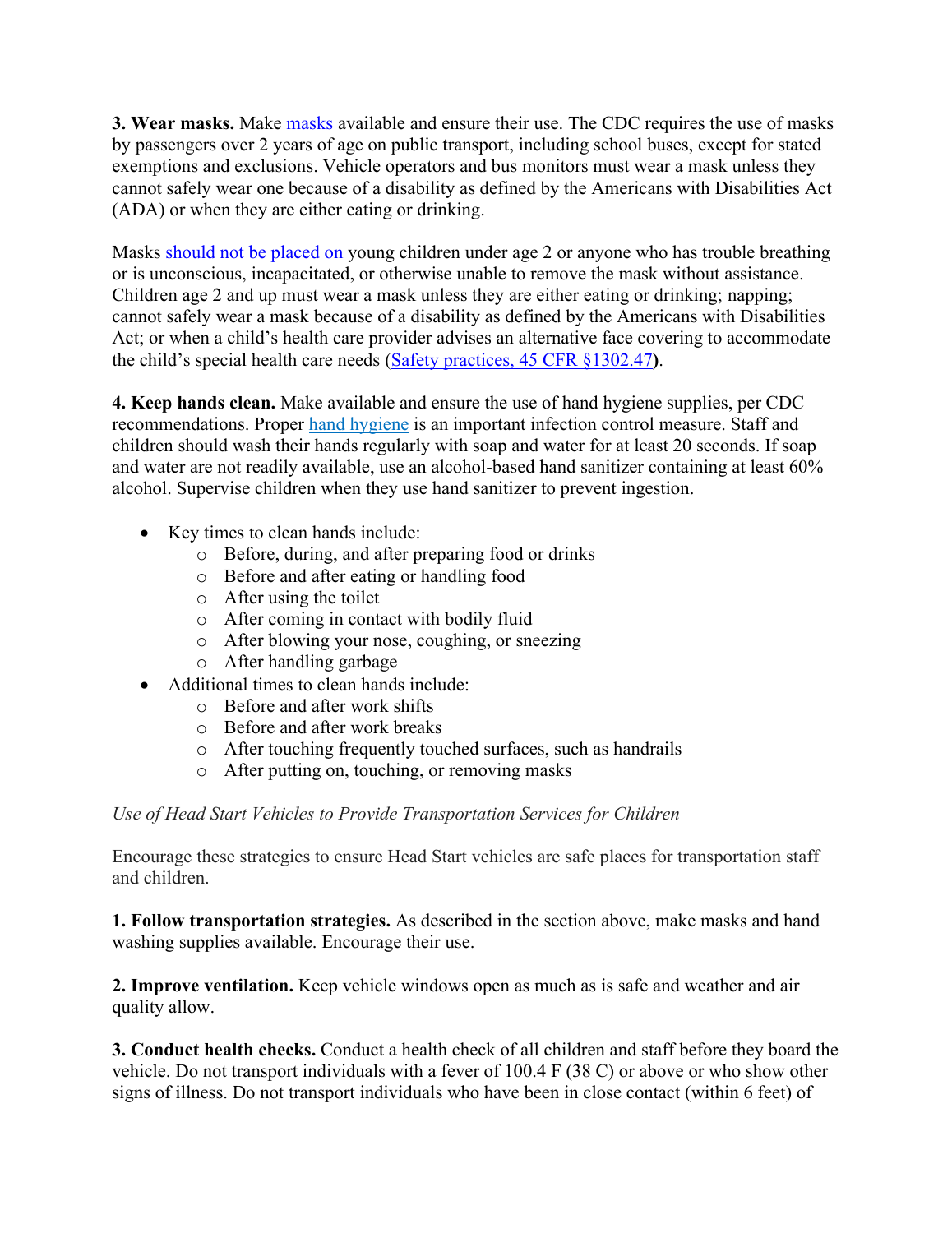**3. Wear masks.** Make [masks](masks) available and ensure their use. The CDC requires the use of masks by passengers over 2 years of age on public transport, including school buses, except for stated exemptions and exclusions. Vehicle operators and bus monitors must wear a mask unless they cannot safely wear one because of a disability as defined by the Americans with Disabilities Act (ADA) or when they are either eating or drinking.

Masks should not be placed on young children under age 2 or anyone who has trouble breathing or is unconscious, incapacitated, or otherwise unable to remove the mask without assistance. Children age 2 and up must wear a mask unless they are either eating or drinking; napping; cannot safely wear a mask because of a disability as defined by the Americans with Disabilities Act; or when a child's health care provider advises an alternative face covering to accommodate the child's special health care needs (Safety practices, 45 CFR §1302.47**)**.

**4. Keep hands clean.** Make available and ensure the use of hand hygiene supplies, per CDC recommendations. Proper hand hygiene is an important infection control measure. Staff and children should wash their hands regularly with soap and water for at least 20 seconds. If soap and water are not readily available, use an alcohol-based hand sanitizer containing at least 60% alcohol. Supervise children when they use hand sanitizer to prevent ingestion.

- Key times to clean hands include:
  - Before, during, and after preparing food or drinks
  - Before and after eating or handling food
  - After using the toilet
  - After coming in contact with bodily fluid
  - After blowing your nose, coughing, or sneezing
  - After handling garbage
- Additional times to clean hands include:
  - Before and after work shifts
  - Before and after work breaks
  - After touching frequently touched surfaces, such as handrails
  - After putting on, touching, or removing masks

*Use of Head Start Vehicles to Provide Transportation Services for Children*

Encourage these strategies to ensure Head Start vehicles are safe places for transportation staff and children.

**1. Follow transportation strategies.** As described in the section above, make masks and hand washing supplies available. Encourage their use.

**2. Improve ventilation.** Keep vehicle windows open as much as is safe and weather and air quality allow.

**3. Conduct health checks.** Conduct a health check of all children and staff before they board the vehicle. Do not transport individuals with a fever of 100.4 F (38 C) or above or who show other signs of illness. Do not transport individuals who have been in close contact (within 6 feet) of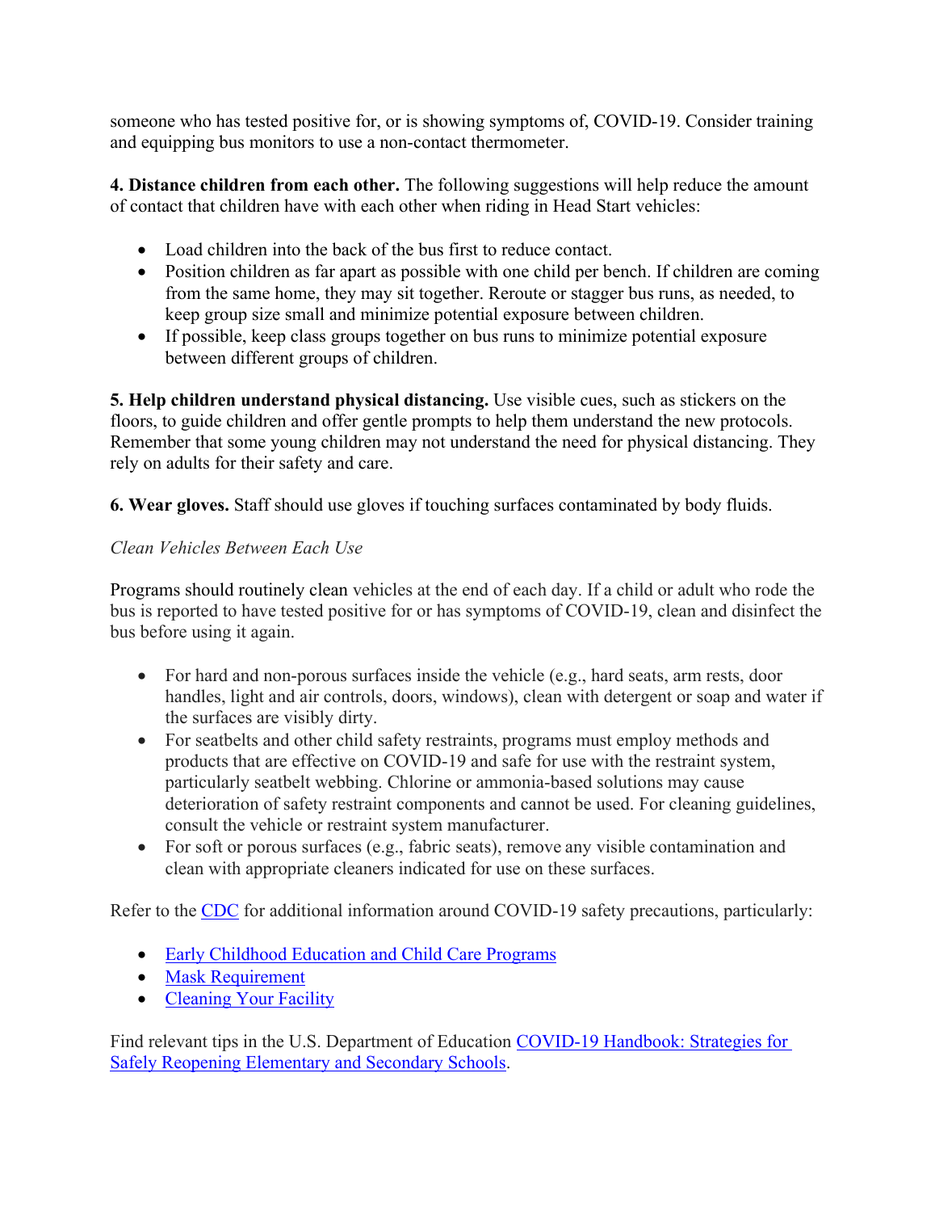someone who has tested positive for, or is showing symptoms of, COVID-19. Consider training and equipping bus monitors to use a non-contact thermometer.

**4. Distance children from each other.** The following suggestions will help reduce the amount of contact that children have with each other when riding in Head Start vehicles:

- Load children into the back of the bus first to reduce contact.
- Position children as far apart as possible with one child per bench. If children are coming from the same home, they may sit together. Reroute or stagger bus runs, as needed, to keep group size small and minimize potential exposure between children.
- If possible, keep class groups together on bus runs to minimize potential exposure between different groups of children.

**5. Help children understand physical distancing.** Use visible cues, such as stickers on the floors, to guide children and offer gentle prompts to help them understand the new protocols. Remember that some young children may not understand the need for physical distancing. They rely on adults for their safety and care.

**6. Wear gloves.** Staff should use gloves if touching surfaces contaminated by body fluids.

*Clean Vehicles Between Each Use*

Programs should routinely clean vehicles at the end of each day. If a child or adult who rode the bus is reported to have tested positive for or has symptoms of COVID-19, clean and disinfect the bus before using it again.

- For hard and non-porous surfaces inside the vehicle (e.g., hard seats, arm rests, door handles, light and air controls, doors, windows), clean with detergent or soap and water if the surfaces are visibly dirty.
- For seatbelts and other child safety restraints, programs must employ methods and products that are effective on COVID-19 and safe for use with the restraint system, particularly seatbelt webbing. Chlorine or ammonia-based solutions may cause deterioration of safety restraint components and cannot be used. For cleaning guidelines, consult the vehicle or restraint system manufacturer.
- For soft or porous surfaces (e.g., fabric seats), remove any visible contamination and clean with appropriate cleaners indicated for use on these surfaces.

Refer to the CDC for additional information around COVID-19 safety precautions, particularly:

- Early Childhood Education and Child Care Programs
- Mask Requirement
- Cleaning Your Facility

Find relevant tips in the U.S. Department of Education COVID-19 Handbook: Strategies for Safely Reopening Elementary and Secondary Schools.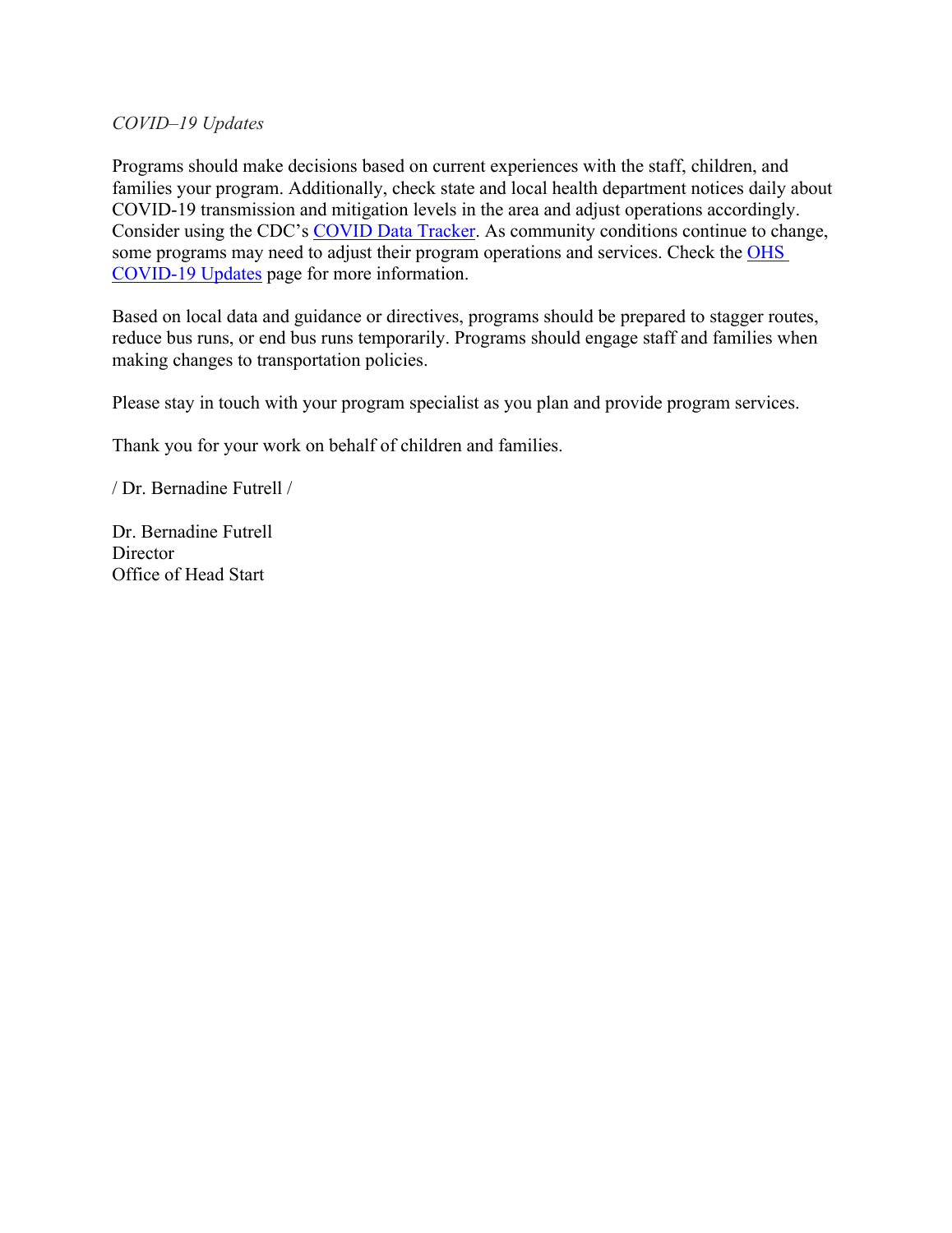*COVID–19 Updates*

Programs should make decisions based on current experiences with the staff, children, and families your program. Additionally, check state and local health department notices daily about COVID-19 transmission and mitigation levels in the area and adjust operations accordingly. Consider using the CDC's COVID Data Tracker. As community conditions continue to change, some programs may need to adjust their program operations and services. Check the OHS COVID-19 Updates page for more information.

Based on local data and guidance or directives, programs should be prepared to stagger routes, reduce bus runs, or end bus runs temporarily. Programs should engage staff and families when making changes to transportation policies.

Please stay in touch with your program specialist as you plan and provide program services.

Thank you for your work on behalf of children and families.

/ Dr. Bernadine Futrell /

Dr. Bernadine Futrell
Director
Office of Head Start